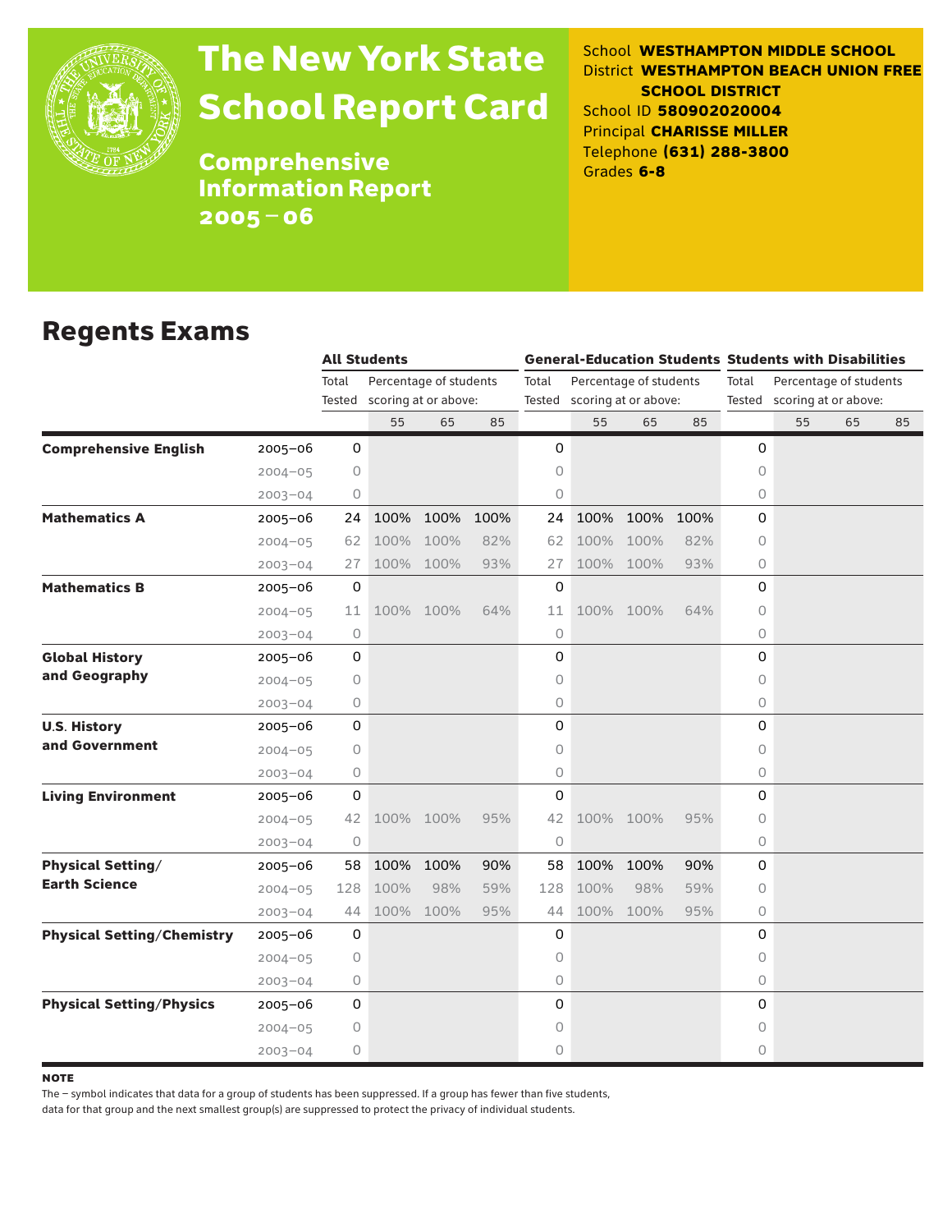# The New York State School Report Card

**Comprehensive Information Report 2005–06**

School **WESTHAMPTON MIDDLE SCHOOL**
District **WESTHAMPTON BEACH UNION FREE SCHOOL DISTRICT**
School ID **580902020004**
Principal **CHARISSE MILLER**
Telephone **(631) 288-3800**
Grades **6-8**

## Regents Exams

| | | All Students | | | | General-Education Students | | | | Students with Disabilities | | | |
|---|---|---|---|---|---|---|---|---|---|---|---|---|---|
| | | Total Tested | Percentage of students scoring at or above: | | | Total Tested | Percentage of students scoring at or above: | | | Total Tested | Percentage of students scoring at or above: | | |
| | | | 55 | 65 | 85 | | 55 | 65 | 85 | | 55 | 65 | 85 |
| **Comprehensive English** | 2005–06 | 0 | | | | 0 | | | | 0 | | | |
| | 2004–05 | 0 | | | | 0 | | | | 0 | | | |
| | 2003–04 | 0 | | | | 0 | | | | 0 | | | |
| **Mathematics A** | 2005–06 | 24 | 100% | 100% | 100% | 24 | 100% | 100% | 100% | 0 | | | |
| | 2004–05 | 62 | 100% | 100% | 82% | 62 | 100% | 100% | 82% | 0 | | | |
| | 2003–04 | 27 | 100% | 100% | 93% | 27 | 100% | 100% | 93% | 0 | | | |
| **Mathematics B** | 2005–06 | 0 | | | | 0 | | | | 0 | | | |
| | 2004–05 | 11 | 100% | 100% | 64% | 11 | 100% | 100% | 64% | 0 | | | |
| | 2003–04 | 0 | | | | 0 | | | | 0 | | | |
| **Global History and Geography** | 2005–06 | 0 | | | | 0 | | | | 0 | | | |
| | 2004–05 | 0 | | | | 0 | | | | 0 | | | |
| | 2003–04 | 0 | | | | 0 | | | | 0 | | | |
| **U.S. History and Government** | 2005–06 | 0 | | | | 0 | | | | 0 | | | |
| | 2004–05 | 0 | | | | 0 | | | | 0 | | | |
| | 2003–04 | 0 | | | | 0 | | | | 0 | | | |
| **Living Environment** | 2005–06 | 0 | | | | 0 | | | | 0 | | | |
| | 2004–05 | 42 | 100% | 100% | 95% | 42 | 100% | 100% | 95% | 0 | | | |
| | 2003–04 | 0 | | | | 0 | | | | 0 | | | |
| **Physical Setting/ Earth Science** | 2005–06 | 58 | 100% | 100% | 90% | 58 | 100% | 100% | 90% | 0 | | | |
| | 2004–05 | 128 | 100% | 98% | 59% | 128 | 100% | 98% | 59% | 0 | | | |
| | 2003–04 | 44 | 100% | 100% | 95% | 44 | 100% | 100% | 95% | 0 | | | |
| **Physical Setting/Chemistry** | 2005–06 | 0 | | | | 0 | | | | 0 | | | |
| | 2004–05 | 0 | | | | 0 | | | | 0 | | | |
| | 2003–04 | 0 | | | | 0 | | | | 0 | | | |
| **Physical Setting/Physics** | 2005–06 | 0 | | | | 0 | | | | 0 | | | |
| | 2004–05 | 0 | | | | 0 | | | | 0 | | | |
| | 2003–04 | 0 | | | | 0 | | | | 0 | | | |

**NOTE**

The – symbol indicates that data for a group of students has been suppressed. If a group has fewer than five students, data for that group and the next smallest group(s) are suppressed to protect the privacy of individual students.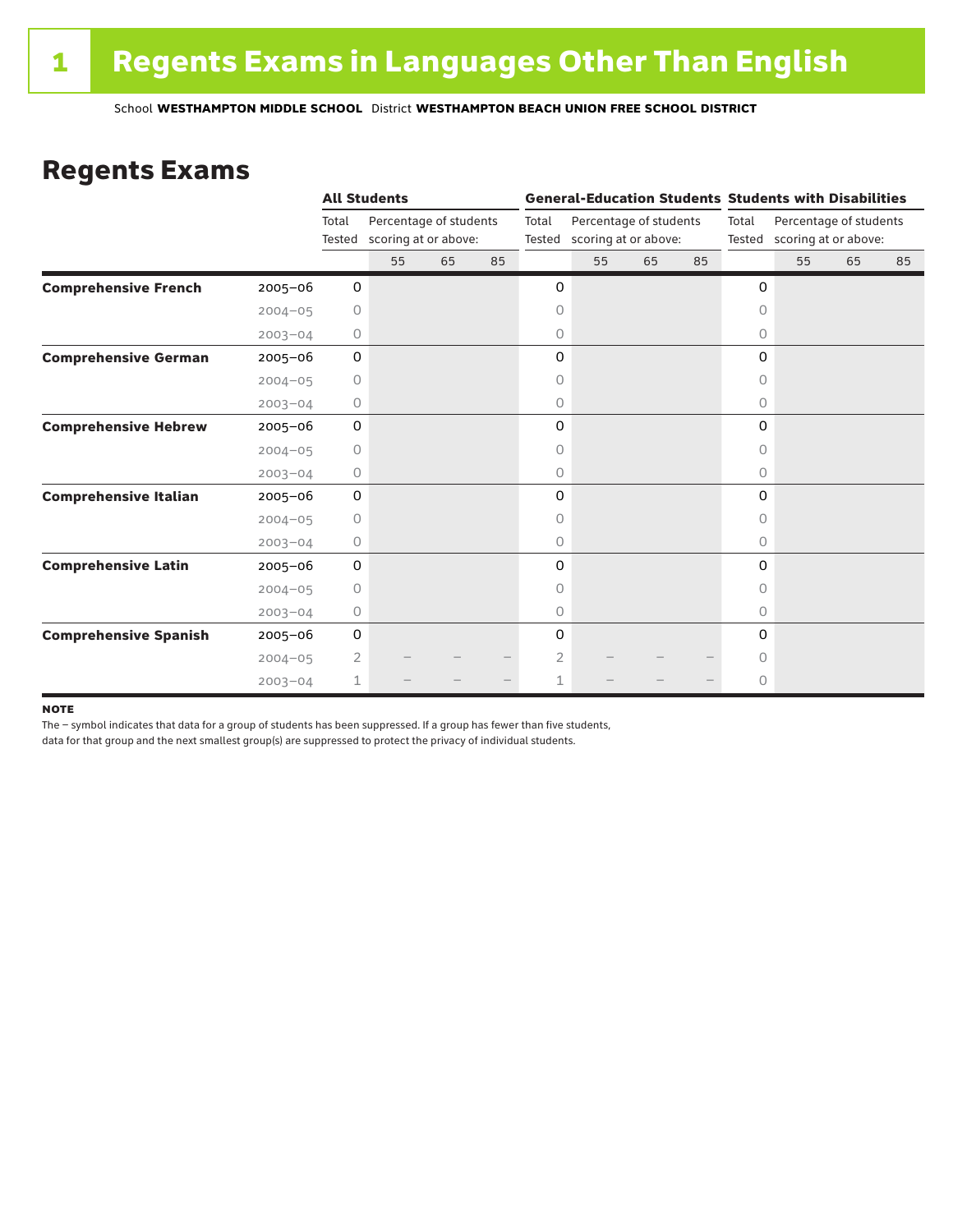# 1 Regents Exams in Languages Other Than English

School **WESTHAMPTON MIDDLE SCHOOL** District **WESTHAMPTON BEACH UNION FREE SCHOOL DISTRICT**

## Regents Exams

| | | All Students | | | | General-Education Students | | | | Students with Disabilities | | | |
|---|---|---|---|---|---|---|---|---|---|---|---|---|---|
| | | Total Tested | Percentage of students scoring at or above: | | | Total Tested | Percentage of students scoring at or above: | | | Total Tested | Percentage of students scoring at or above: | | |
| | | | 55 | 65 | 85 | | 55 | 65 | 85 | | 55 | 65 | 85 |
| **Comprehensive French** | 2005–06 | 0 | | | | 0 | | | | 0 | | | |
| | 2004–05 | 0 | | | | 0 | | | | 0 | | | |
| | 2003–04 | 0 | | | | 0 | | | | 0 | | | |
| **Comprehensive German** | 2005–06 | 0 | | | | 0 | | | | 0 | | | |
| | 2004–05 | 0 | | | | 0 | | | | 0 | | | |
| | 2003–04 | 0 | | | | 0 | | | | 0 | | | |
| **Comprehensive Hebrew** | 2005–06 | 0 | | | | 0 | | | | 0 | | | |
| | 2004–05 | 0 | | | | 0 | | | | 0 | | | |
| | 2003–04 | 0 | | | | 0 | | | | 0 | | | |
| **Comprehensive Italian** | 2005–06 | 0 | | | | 0 | | | | 0 | | | |
| | 2004–05 | 0 | | | | 0 | | | | 0 | | | |
| | 2003–04 | 0 | | | | 0 | | | | 0 | | | |
| **Comprehensive Latin** | 2005–06 | 0 | | | | 0 | | | | 0 | | | |
| | 2004–05 | 0 | | | | 0 | | | | 0 | | | |
| | 2003–04 | 0 | | | | 0 | | | | 0 | | | |
| **Comprehensive Spanish** | 2005–06 | 0 | | | | 0 | | | | 0 | | | |
| | 2004–05 | 2 | – | – | – | 2 | – | – | – | 0 | | | |
| | 2003–04 | 1 | – | – | – | 1 | – | – | – | 0 | | | |

**NOTE**

The – symbol indicates that data for a group of students has been suppressed. If a group has fewer than five students, data for that group and the next smallest group(s) are suppressed to protect the privacy of individual students.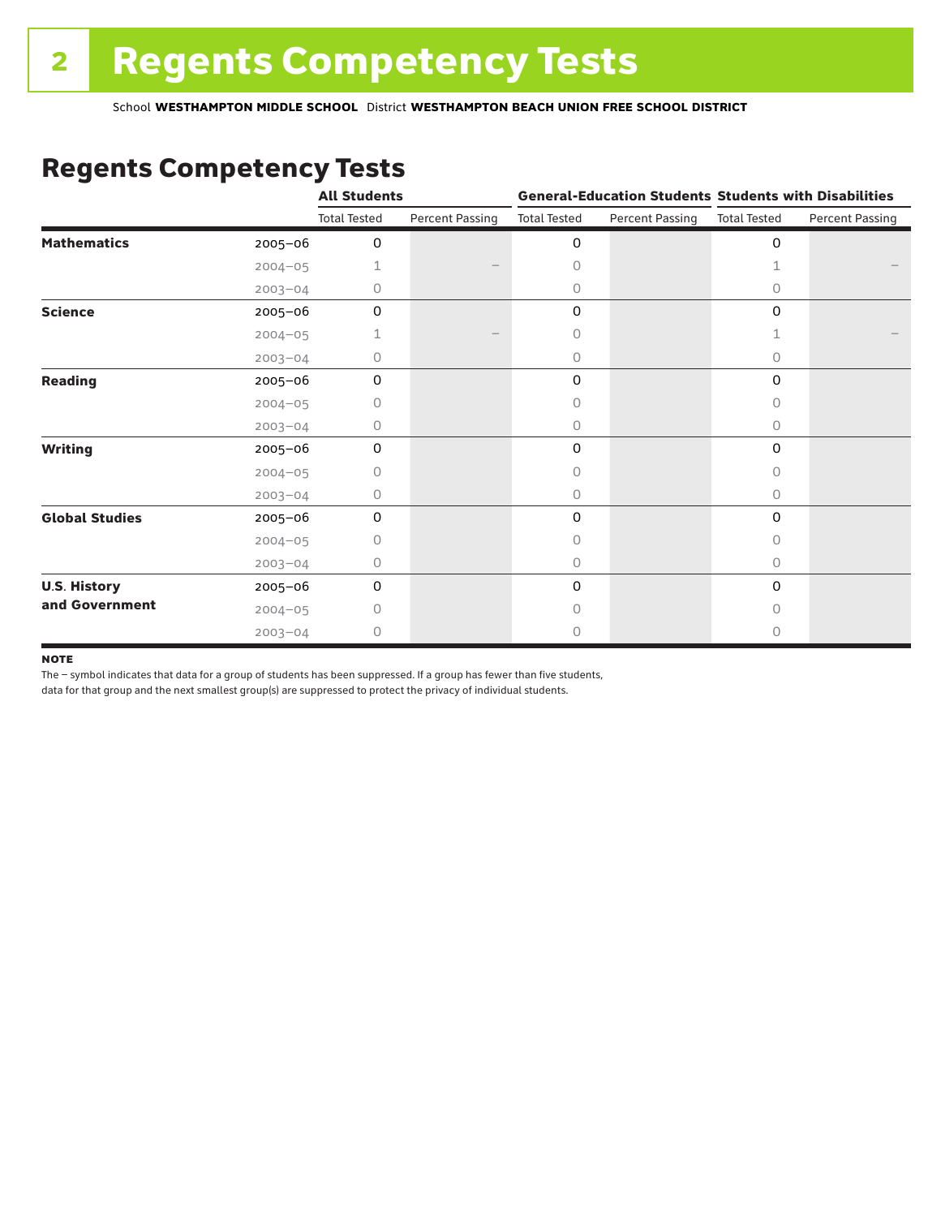# 2 Regents Competency Tests

School **WESTHAMPTON MIDDLE SCHOOL** District **WESTHAMPTON BEACH UNION FREE SCHOOL DISTRICT**

## Regents Competency Tests

| | | All Students | | General-Education Students | | Students with Disabilities | |
|---|---|---|---|---|---|---|---|
| | | Total Tested | Percent Passing | Total Tested | Percent Passing | Total Tested | Percent Passing |
| **Mathematics** | 2005–06 | 0 | | 0 | | 0 | |
| | 2004–05 | 1 | – | 0 | | 1 | – |
| | 2003–04 | 0 | | 0 | | 0 | |
| **Science** | 2005–06 | 0 | | 0 | | 0 | |
| | 2004–05 | 1 | – | 0 | | 1 | – |
| | 2003–04 | 0 | | 0 | | 0 | |
| **Reading** | 2005–06 | 0 | | 0 | | 0 | |
| | 2004–05 | 0 | | 0 | | 0 | |
| | 2003–04 | 0 | | 0 | | 0 | |
| **Writing** | 2005–06 | 0 | | 0 | | 0 | |
| | 2004–05 | 0 | | 0 | | 0 | |
| | 2003–04 | 0 | | 0 | | 0 | |
| **Global Studies** | 2005–06 | 0 | | 0 | | 0 | |
| | 2004–05 | 0 | | 0 | | 0 | |
| | 2003–04 | 0 | | 0 | | 0 | |
| **U.S. History and Government** | 2005–06 | 0 | | 0 | | 0 | |
| | 2004–05 | 0 | | 0 | | 0 | |
| | 2003–04 | 0 | | 0 | | 0 | |

**NOTE**

The – symbol indicates that data for a group of students has been suppressed. If a group has fewer than five students, data for that group and the next smallest group(s) are suppressed to protect the privacy of individual students.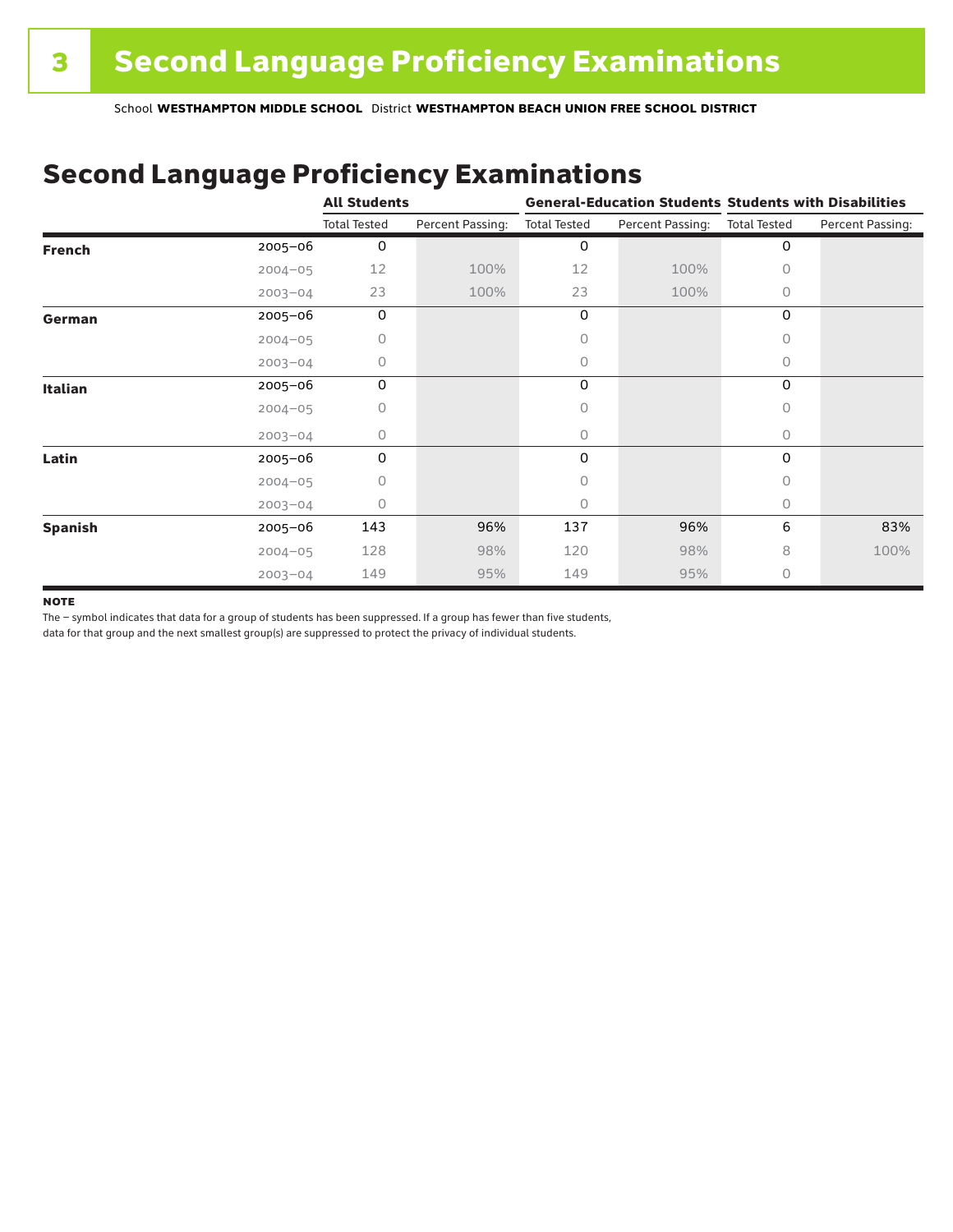# 3 Second Language Proficiency Examinations

School **WESTHAMPTON MIDDLE SCHOOL** District **WESTHAMPTON BEACH UNION FREE SCHOOL DISTRICT**

## Second Language Proficiency Examinations

| | | All Students | | General-Education Students | | Students with Disabilities | |
|---|---|---|---|---|---|---|---|
| | | Total Tested | Percent Passing: | Total Tested | Percent Passing: | Total Tested | Percent Passing: |
| **French** | 2005–06 | 0 | | 0 | | 0 | |
| | 2004–05 | 12 | 100% | 12 | 100% | 0 | |
| | 2003–04 | 23 | 100% | 23 | 100% | 0 | |
| **German** | 2005–06 | 0 | | 0 | | 0 | |
| | 2004–05 | 0 | | 0 | | 0 | |
| | 2003–04 | 0 | | 0 | | 0 | |
| **Italian** | 2005–06 | 0 | | 0 | | 0 | |
| | 2004–05 | 0 | | 0 | | 0 | |
| | 2003–04 | 0 | | 0 | | 0 | |
| **Latin** | 2005–06 | 0 | | 0 | | 0 | |
| | 2004–05 | 0 | | 0 | | 0 | |
| | 2003–04 | 0 | | 0 | | 0 | |
| **Spanish** | 2005–06 | 143 | 96% | 137 | 96% | 6 | 83% |
| | 2004–05 | 128 | 98% | 120 | 98% | 8 | 100% |
| | 2003–04 | 149 | 95% | 149 | 95% | 0 | |

**NOTE**

The – symbol indicates that data for a group of students has been suppressed. If a group has fewer than five students, data for that group and the next smallest group(s) are suppressed to protect the privacy of individual students.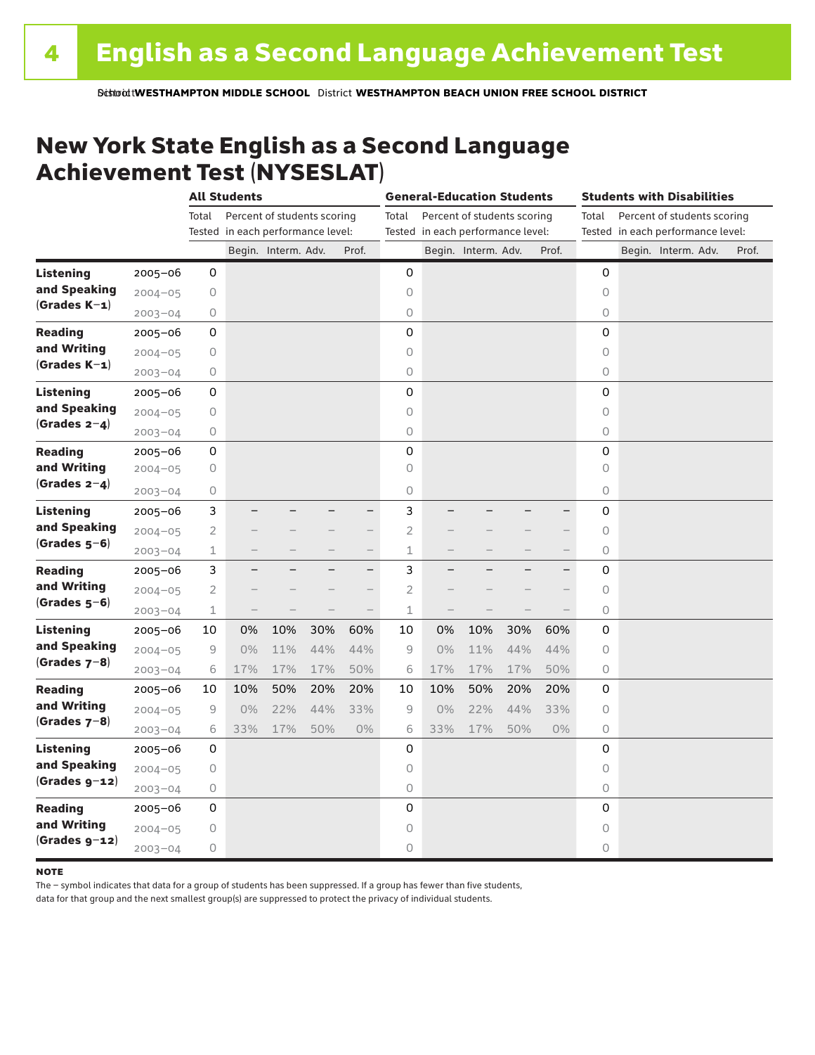School **WESTHAMPTON MIDDLE SCHOOL** District **WESTHAMPTON BEACH UNION FREE SCHOOL DISTRICT**

## New York State English as a Second Language Achievement Test (NYSESLAT)

| | | All Students | | | | | General-Education Students | | | | | Students with Disabilities | | | | |
|---|---|---|---|---|---|---|---|---|---|---|---|---|---|---|---|---|
| | | Total Tested | Percent of students scoring in each performance level: | | | | Total Tested | Percent of students scoring in each performance level: | | | | Total Tested | Percent of students scoring in each performance level: | | | |
| | | | Begin. | Interm. | Adv. | Prof. | | Begin. | Interm. | Adv. | Prof. | | Begin. | Interm. | Adv. | Prof. |
| **Listening and Speaking (Grades K–1)** | 2005–06 | 0 | | | | | 0 | | | | | 0 | | | | |
| | 2004–05 | 0 | | | | | 0 | | | | | 0 | | | | |
| | 2003–04 | 0 | | | | | 0 | | | | | 0 | | | | |
| **Reading and Writing (Grades K–1)** | 2005–06 | 0 | | | | | 0 | | | | | 0 | | | | |
| | 2004–05 | 0 | | | | | 0 | | | | | 0 | | | | |
| | 2003–04 | 0 | | | | | 0 | | | | | 0 | | | | |
| **Listening and Speaking (Grades 2–4)** | 2005–06 | 0 | | | | | 0 | | | | | 0 | | | | |
| | 2004–05 | 0 | | | | | 0 | | | | | 0 | | | | |
| | 2003–04 | 0 | | | | | 0 | | | | | 0 | | | | |
| **Reading and Writing (Grades 2–4)** | 2005–06 | 0 | | | | | 0 | | | | | 0 | | | | |
| | 2004–05 | 0 | | | | | 0 | | | | | 0 | | | | |
| | 2003–04 | 0 | | | | | 0 | | | | | 0 | | | | |
| **Listening and Speaking (Grades 5–6)** | 2005–06 | 3 | – | – | – | – | 3 | – | – | – | – | 0 | | | | |
| | 2004–05 | 2 | – | – | – | – | 2 | – | – | – | – | 0 | | | | |
| | 2003–04 | 1 | – | – | – | – | 1 | – | – | – | – | 0 | | | | |
| **Reading and Writing (Grades 5–6)** | 2005–06 | 3 | – | – | – | – | 3 | – | – | – | – | 0 | | | | |
| | 2004–05 | 2 | – | – | – | – | 2 | – | – | – | – | 0 | | | | |
| | 2003–04 | 1 | – | – | – | – | 1 | – | – | – | – | 0 | | | | |
| **Listening and Speaking (Grades 7–8)** | 2005–06 | 10 | 0% | 10% | 30% | 60% | 10 | 0% | 10% | 30% | 60% | 0 | | | | |
| | 2004–05 | 9 | 0% | 11% | 44% | 44% | 9 | 0% | 11% | 44% | 44% | 0 | | | | |
| | 2003–04 | 6 | 17% | 17% | 17% | 50% | 6 | 17% | 17% | 17% | 50% | 0 | | | | |
| **Reading and Writing (Grades 7–8)** | 2005–06 | 10 | 10% | 50% | 20% | 20% | 10 | 10% | 50% | 20% | 20% | 0 | | | | |
| | 2004–05 | 9 | 0% | 22% | 44% | 33% | 9 | 0% | 22% | 44% | 33% | 0 | | | | |
| | 2003–04 | 6 | 33% | 17% | 50% | 0% | 6 | 33% | 17% | 50% | 0% | 0 | | | | |
| **Listening and Speaking (Grades 9–12)** | 2005–06 | 0 | | | | | 0 | | | | | 0 | | | | |
| | 2004–05 | 0 | | | | | 0 | | | | | 0 | | | | |
| | 2003–04 | 0 | | | | | 0 | | | | | 0 | | | | |
| **Reading and Writing (Grades 9–12)** | 2005–06 | 0 | | | | | 0 | | | | | 0 | | | | |
| | 2004–05 | 0 | | | | | 0 | | | | | 0 | | | | |
| | 2003–04 | 0 | | | | | 0 | | | | | 0 | | | | |

**NOTE**

The – symbol indicates that data for a group of students has been suppressed. If a group has fewer than five students, data for that group and the next smallest group(s) are suppressed to protect the privacy of individual students.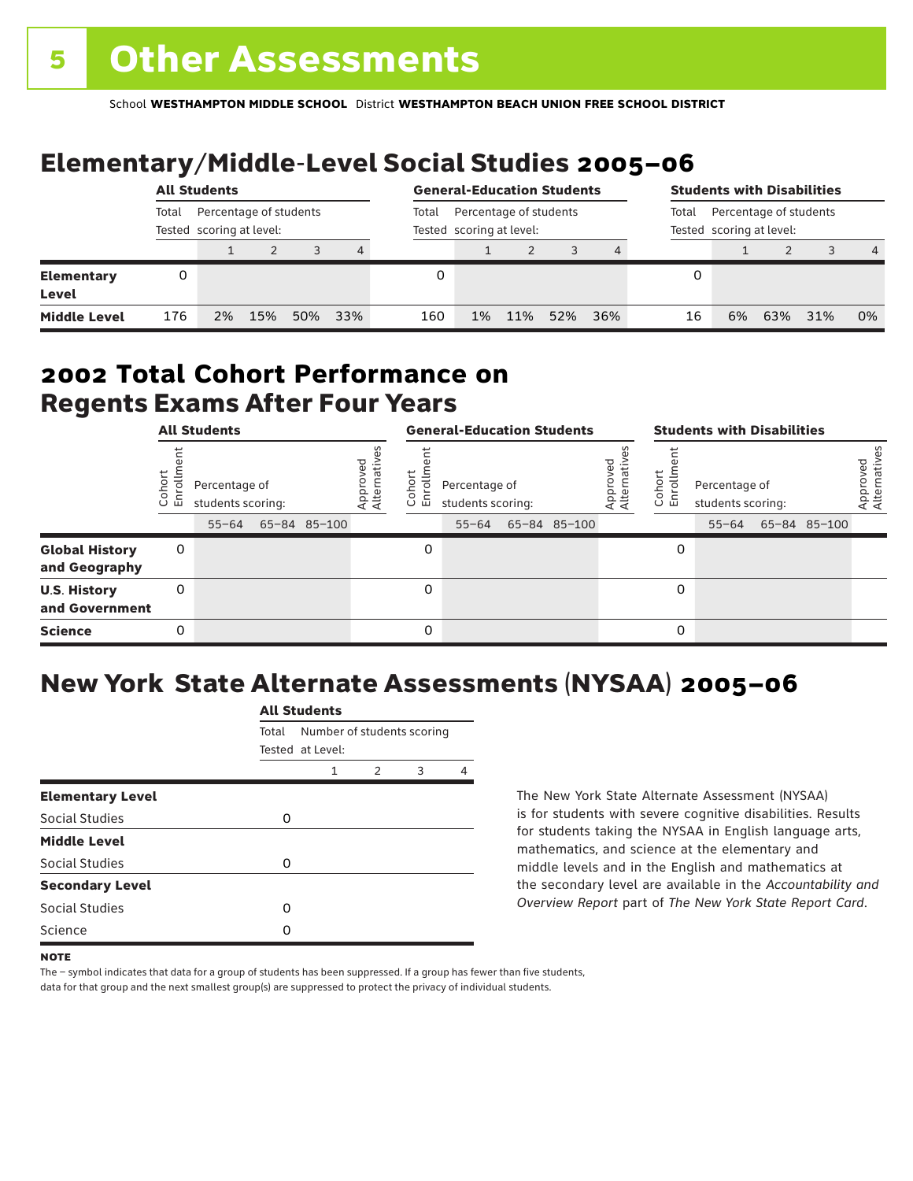# 5 Other Assessments

School **WESTHAMPTON MIDDLE SCHOOL** District **WESTHAMPTON BEACH UNION FREE SCHOOL DISTRICT**

## Elementary/Middle-Level Social Studies 2005–06

| | All Students | | | | | General-Education Students | | | | | Students with Disabilities | | | | |
|---|---|---|---|---|---|---|---|---|---|---|---|---|---|---|---|
| | Total Tested | Percentage of students scoring at level: | | | | Total Tested | Percentage of students scoring at level: | | | | Total Tested | Percentage of students scoring at level: | | | |
| | | 1 | 2 | 3 | 4 | | 1 | 2 | 3 | 4 | | 1 | 2 | 3 | 4 |
| **Elementary Level** | 0 | | | | | 0 | | | | | 0 | | | | |
| **Middle Level** | 176 | 2% | 15% | 50% | 33% | 160 | 1% | 11% | 52% | 36% | 16 | 6% | 63% | 31% | 0% |

## 2002 Total Cohort Performance on Regents Exams After Four Years

| | All Students | | | | | General-Education Students | | | | | Students with Disabilities | | | | |
|---|---|---|---|---|---|---|---|---|---|---|---|---|---|---|---|
| | Cohort Enrollment | Percentage of students scoring: | | | Approved Alternatives | Cohort Enrollment | Percentage of students scoring: | | | Approved Alternatives | Cohort Enrollment | Percentage of students scoring: | | | Approved Alternatives |
| | | 55–64 | 65–84 | 85–100 | | | 55–64 | 65–84 | 85–100 | | | 55–64 | 65–84 | 85–100 | |
| **Global History and Geography** | 0 | | | | | 0 | | | | | 0 | | | | |
| **U.S. History and Government** | 0 | | | | | 0 | | | | | 0 | | | | |
| **Science** | 0 | | | | | 0 | | | | | 0 | | | | |

## New York State Alternate Assessments (NYSAA) 2005–06

| | All Students | | | | |
|---|---|---|---|---|---|
| | Total Tested | Number of students scoring at Level: | | | |
| | | 1 | 2 | 3 | 4 |
| **Elementary Level** | | | | | |
| Social Studies | 0 | | | | |
| **Middle Level** | | | | | |
| Social Studies | 0 | | | | |
| **Secondary Level** | | | | | |
| Social Studies | 0 | | | | |
| Science | 0 | | | | |

The New York State Alternate Assessment (NYSAA) is for students with severe cognitive disabilities. Results for students taking the NYSAA in English language arts, mathematics, and science at the elementary and middle levels and in the English and mathematics at the secondary level are available in the *Accountability and Overview Report* part of *The New York State Report Card*.

**NOTE**

The – symbol indicates that data for a group of students has been suppressed. If a group has fewer than five students, data for that group and the next smallest group(s) are suppressed to protect the privacy of individual students.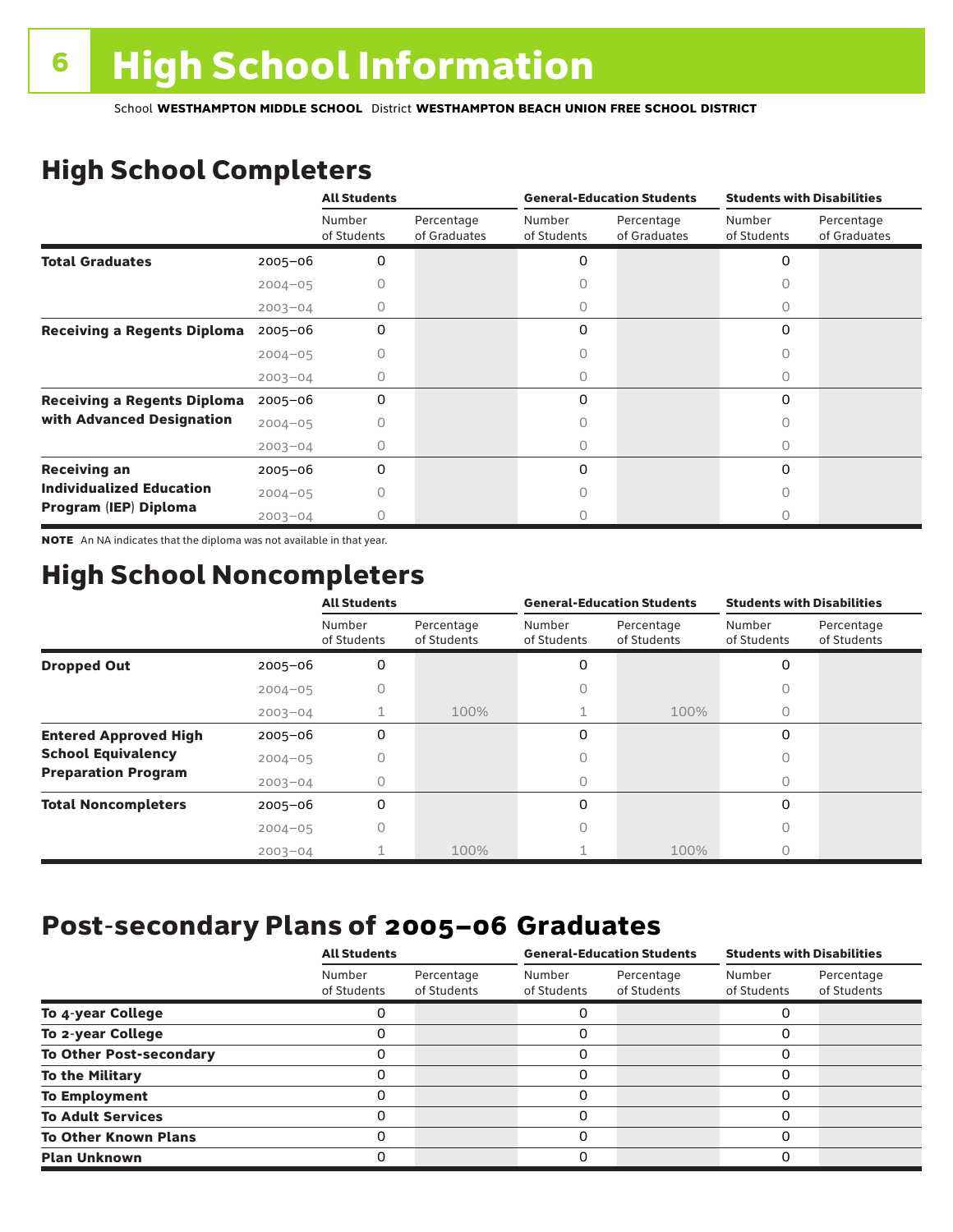# 6 High School Information

School **WESTHAMPTON MIDDLE SCHOOL** District **WESTHAMPTON BEACH UNION FREE SCHOOL DISTRICT**

## High School Completers

| | | All Students | | General-Education Students | | Students with Disabilities | |
|---|---|---|---|---|---|---|---|
| | | Number of Students | Percentage of Graduates | Number of Students | Percentage of Graduates | Number of Students | Percentage of Graduates |
| **Total Graduates** | 2005–06 | 0 | | 0 | | 0 | |
| | 2004–05 | 0 | | 0 | | 0 | |
| | 2003–04 | 0 | | 0 | | 0 | |
| **Receiving a Regents Diploma** | 2005–06 | 0 | | 0 | | 0 | |
| | 2004–05 | 0 | | 0 | | 0 | |
| | 2003–04 | 0 | | 0 | | 0 | |
| **Receiving a Regents Diploma with Advanced Designation** | 2005–06 | 0 | | 0 | | 0 | |
| | 2004–05 | 0 | | 0 | | 0 | |
| | 2003–04 | 0 | | 0 | | 0 | |
| **Receiving an Individualized Education Program (IEP) Diploma** | 2005–06 | 0 | | 0 | | 0 | |
| | 2004–05 | 0 | | 0 | | 0 | |
| | 2003–04 | 0 | | 0 | | 0 | |

**NOTE** An NA indicates that the diploma was not available in that year.

## High School Noncompleters

| | | All Students | | General-Education Students | | Students with Disabilities | |
|---|---|---|---|---|---|---|---|
| | | Number of Students | Percentage of Students | Number of Students | Percentage of Students | Number of Students | Percentage of Students |
| **Dropped Out** | 2005–06 | 0 | | 0 | | 0 | |
| | 2004–05 | 0 | | 0 | | 0 | |
| | 2003–04 | 1 | 100% | 1 | 100% | 0 | |
| **Entered Approved High School Equivalency Preparation Program** | 2005–06 | 0 | | 0 | | 0 | |
| | 2004–05 | 0 | | 0 | | 0 | |
| | 2003–04 | 0 | | 0 | | 0 | |
| **Total Noncompleters** | 2005–06 | 0 | | 0 | | 0 | |
| | 2004–05 | 0 | | 0 | | 0 | |
| | 2003–04 | 1 | 100% | 1 | 100% | 0 | |

## Post-secondary Plans of 2005–06 Graduates

| | All Students | | General-Education Students | | Students with Disabilities | |
|---|---|---|---|---|---|---|
| | Number of Students | Percentage of Students | Number of Students | Percentage of Students | Number of Students | Percentage of Students |
| **To 4-year College** | 0 | | 0 | | 0 | |
| **To 2-year College** | 0 | | 0 | | 0 | |
| **To Other Post-secondary** | 0 | | 0 | | 0 | |
| **To the Military** | 0 | | 0 | | 0 | |
| **To Employment** | 0 | | 0 | | 0 | |
| **To Adult Services** | 0 | | 0 | | 0 | |
| **To Other Known Plans** | 0 | | 0 | | 0 | |
| **Plan Unknown** | 0 | | 0 | | 0 | |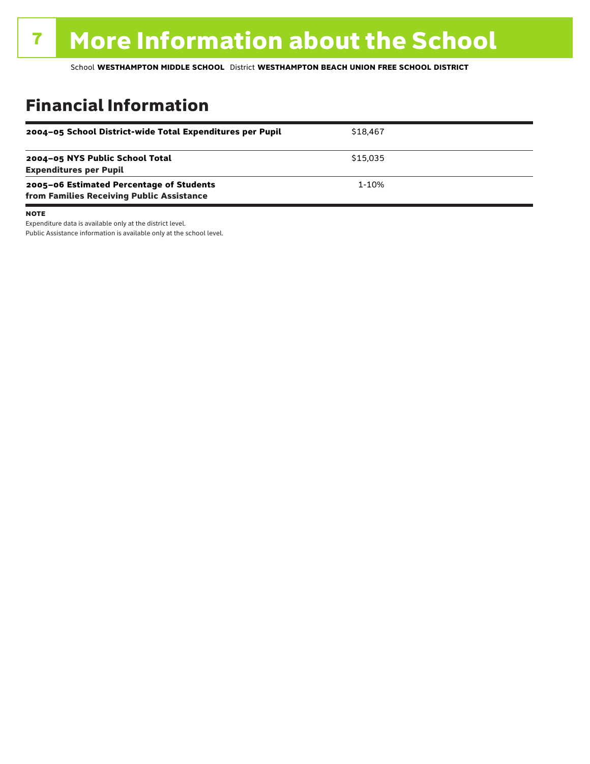# 7 More Information about the School

School **WESTHAMPTON MIDDLE SCHOOL** District **WESTHAMPTON BEACH UNION FREE SCHOOL DISTRICT**

## Financial Information

| | |
|---|---|
| **2004–05 School District-wide Total Expenditures per Pupil** | $18,467 |
| **2004–05 NYS Public School Total Expenditures per Pupil** | $15,035 |
| **2005–06 Estimated Percentage of Students from Families Receiving Public Assistance** | 1-10% |

**NOTE**

Expenditure data is available only at the district level.

Public Assistance information is available only at the school level.